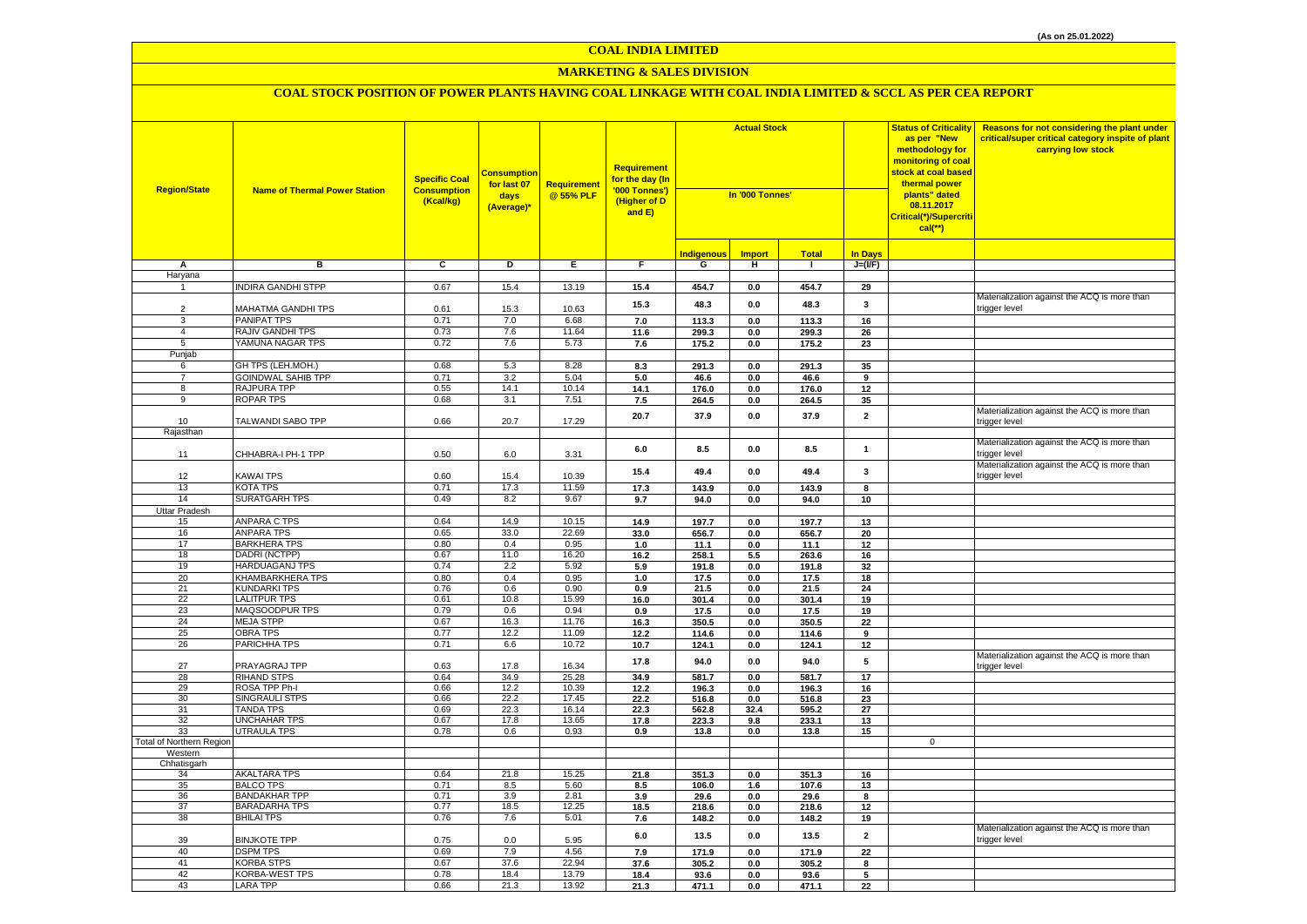(As on 25.01.2022)

# COAL INDIA LIMITED

## MARKETING & SALES DIVISION

### COAL STOCK POSITION OF POWER PLANTS HAVING COAL LINKAGE WITH COAL INDIA LIMITED & SCCL AS PER CEA REPORT

| Region/State | Name of Thermal Power Station | Specific Coal Consumption (Kcal/kg) | Consumption for last 07 days (Average)* | Requirement @ 55% PLF | Requirement for the day (In '000 Tonnes') (Higher of D and E) | Actual Stock In '000 Tonnes' | | | | Status of Criticality as per "New methodology for monitoring of coal stock at coal based thermal power plants" dated 08.11.2017 Critical(*)/Supercritical(**) | Reasons for not considering the plant under critical/super critical category inspite of plant carrying low stock |
|---|---|---|---|---|---|---|---|---|---|---|---|
| | | | | | | Indigenous | Import | Total | In Days | | |
| A | B | C | D | E | F | G | H | I | J=(I/F) | | |
| Haryana | | | | | | | | | | | |
| 1 | INDIRA GANDHI STPP | 0.67 | 15.4 | 13.19 | 15.4 | 454.7 | 0.0 | 454.7 | 29 | | |
| 2 | MAHATMA GANDHI TPS | 0.61 | 15.3 | 10.63 | 15.3 | 48.3 | 0.0 | 48.3 | 3 | | Materialization against the ACQ is more than trigger level |
| 3 | PANIPAT TPS | 0.71 | 7.0 | 6.68 | 7.0 | 113.3 | 0.0 | 113.3 | 16 | | |
| 4 | RAJIV GANDHI TPS | 0.73 | 7.6 | 11.64 | 11.6 | 299.3 | 0.0 | 299.3 | 26 | | |
| 5 | YAMUNA NAGAR TPS | 0.72 | 7.6 | 5.73 | 7.6 | 175.2 | 0.0 | 175.2 | 23 | | |
| Punjab | | | | | | | | | | | |
| 6 | GH TPS (LEH.MOH.) | 0.68 | 5.3 | 8.28 | 8.3 | 291.3 | 0.0 | 291.3 | 35 | | |
| 7 | GOINDWAL SAHIB TPP | 0.71 | 3.2 | 5.04 | 5.0 | 46.6 | 0.0 | 46.6 | 9 | | |
| 8 | RAJPURA TPP | 0.55 | 14.1 | 10.14 | 14.1 | 176.0 | 0.0 | 176.0 | 12 | | |
| 9 | ROPAR TPS | 0.68 | 3.1 | 7.51 | 7.5 | 264.5 | 0.0 | 264.5 | 35 | | |
| 10 | TALWANDI SABO TPP | 0.66 | 20.7 | 17.29 | 20.7 | 37.9 | 0.0 | 37.9 | 2 | | Materialization against the ACQ is more than trigger level |
| Rajasthan | | | | | | | | | | | |
| 11 | CHHABRA-I PH-1 TPP | 0.50 | 6.0 | 3.31 | 6.0 | 8.5 | 0.0 | 8.5 | 1 | | Materialization against the ACQ is more than trigger level |
| 12 | KAWAI TPS | 0.60 | 15.4 | 10.39 | 15.4 | 49.4 | 0.0 | 49.4 | 3 | | Materialization against the ACQ is more than trigger level |
| 13 | KOTA TPS | 0.71 | 17.3 | 11.59 | 17.3 | 143.9 | 0.0 | 143.9 | 8 | | |
| 14 | SURATGARH TPS | 0.49 | 8.2 | 9.67 | 9.7 | 94.0 | 0.0 | 94.0 | 10 | | |
| Uttar Pradesh | | | | | | | | | | | |
| 15 | ANPARA C TPS | 0.64 | 14.9 | 10.15 | 14.9 | 197.7 | 0.0 | 197.7 | 13 | | |
| 16 | ANPARA TPS | 0.65 | 33.0 | 22.69 | 33.0 | 656.7 | 0.0 | 656.7 | 20 | | |
| 17 | BARKHERA TPS | 0.80 | 0.4 | 0.95 | 1.0 | 11.1 | 0.0 | 11.1 | 12 | | |
| 18 | DADRI (NCTPP) | 0.67 | 11.0 | 16.20 | 16.2 | 258.1 | 5.5 | 263.6 | 16 | | |
| 19 | HARDUAGANJ TPS | 0.74 | 2.2 | 5.92 | 5.9 | 191.8 | 0.0 | 191.8 | 32 | | |
| 20 | KHAMBARKHERA TPS | 0.80 | 0.4 | 0.95 | 1.0 | 17.5 | 0.0 | 17.5 | 18 | | |
| 21 | KUNDARKI TPS | 0.76 | 0.6 | 0.90 | 0.9 | 21.5 | 0.0 | 21.5 | 24 | | |
| 22 | LALITPUR TPS | 0.61 | 10.8 | 15.99 | 16.0 | 301.4 | 0.0 | 301.4 | 19 | | |
| 23 | MAQSOODPUR TPS | 0.79 | 0.6 | 0.94 | 0.9 | 17.5 | 0.0 | 17.5 | 19 | | |
| 24 | MEJA STPP | 0.67 | 16.3 | 11.76 | 16.3 | 350.5 | 0.0 | 350.5 | 22 | | |
| 25 | OBRA TPS | 0.77 | 12.2 | 11.09 | 12.2 | 114.6 | 0.0 | 114.6 | 9 | | |
| 26 | PARICHHA TPS | 0.71 | 6.6 | 10.72 | 10.7 | 124.1 | 0.0 | 124.1 | 12 | | |
| 27 | PRAYAGRAJ TPP | 0.63 | 17.8 | 16.34 | 17.8 | 94.0 | 0.0 | 94.0 | 5 | | Materialization against the ACQ is more than trigger level |
| 28 | RIHAND STPS | 0.64 | 34.9 | 25.28 | 34.9 | 581.7 | 0.0 | 581.7 | 17 | | |
| 29 | ROSA TPP Ph-I | 0.66 | 12.2 | 10.39 | 12.2 | 196.3 | 0.0 | 196.3 | 16 | | |
| 30 | SINGRAULI STPS | 0.66 | 22.2 | 17.45 | 22.2 | 516.8 | 0.0 | 516.8 | 23 | | |
| 31 | TANDA TPS | 0.69 | 22.3 | 16.14 | 22.3 | 562.8 | 32.4 | 595.2 | 27 | | |
| 32 | UNCHAHAR TPS | 0.67 | 17.8 | 13.65 | 17.8 | 223.3 | 9.8 | 233.1 | 13 | | |
| 33 | UTRAULA TPS | 0.78 | 0.6 | 0.93 | 0.9 | 13.8 | 0.0 | 13.8 | 15 | | |
| Total of Northern Region | | | | | | | | | | 0 | |
| Western | | | | | | | | | | | |
| Chhatisgarh | | | | | | | | | | | |
| 34 | AKALTARA TPS | 0.64 | 21.8 | 15.25 | 21.8 | 351.3 | 0.0 | 351.3 | 16 | | |
| 35 | BALCO TPS | 0.71 | 8.5 | 5.60 | 8.5 | 106.0 | 1.6 | 107.6 | 13 | | |
| 36 | BANDAKHAR TPP | 0.71 | 3.9 | 2.81 | 3.9 | 29.6 | 0.0 | 29.6 | 8 | | |
| 37 | BARADARHA TPS | 0.77 | 18.5 | 12.25 | 18.5 | 218.6 | 0.0 | 218.6 | 12 | | |
| 38 | BHILAI TPS | 0.76 | 7.6 | 5.01 | 7.6 | 148.2 | 0.0 | 148.2 | 19 | | |
| 39 | BINJKOTE TPP | 0.75 | 0.0 | 5.95 | 6.0 | 13.5 | 0.0 | 13.5 | 2 | | Materialization against the ACQ is more than trigger level |
| 40 | DSPM TPS | 0.69 | 7.9 | 4.56 | 7.9 | 171.9 | 0.0 | 171.9 | 22 | | |
| 41 | KORBA STPS | 0.67 | 37.6 | 22.94 | 37.6 | 305.2 | 0.0 | 305.2 | 8 | | |
| 42 | KORBA-WEST TPS | 0.78 | 18.4 | 13.79 | 18.4 | 93.6 | 0.0 | 93.6 | 5 | | |
| 43 | LARA TPP | 0.66 | 21.3 | 13.92 | 21.3 | 471.1 | 0.0 | 471.1 | 22 | | |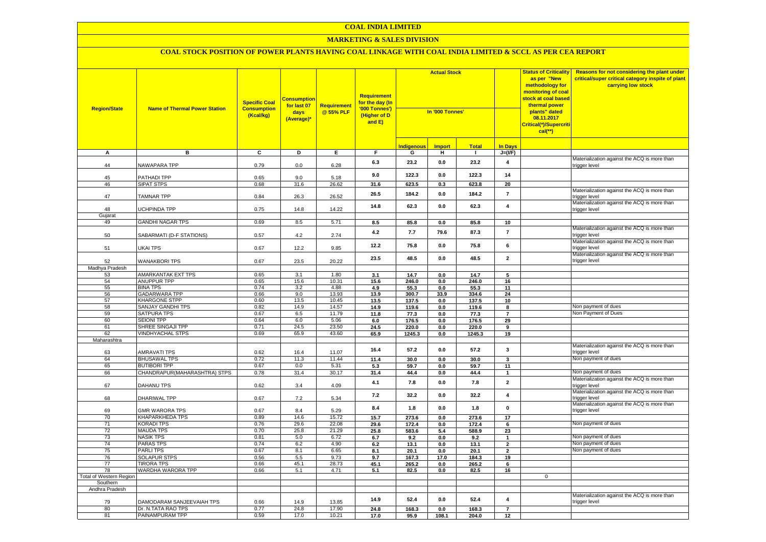# COAL INDIA LIMITED

## MARKETING & SALES DIVISION

### COAL STOCK POSITION OF POWER PLANTS HAVING COAL LINKAGE WITH COAL INDIA LIMITED & SCCL AS PER CEA REPORT

| Region/State | Name of Thermal Power Station | Specific Coal Consumption (Kcal/kg) | Consumption for last 07 days (Average)* | Requirement @ 55% PLF | Requirement for the day (In '000 Tonnes') (Higher of D and E) | Actual Stock In '000 Tonnes' | | | | Status of Criticality as per "New methodology for monitoring of coal stock at coal based thermal power plants" dated 08.11.2017 Critical(*)/Supercritical(**) | Reasons for not considering the plant under critical/super critical category inspite of plant carrying low stock |
|---|---|---|---|---|---|---|---|---|---|---|---|
| | | | | | | Indigenous | Import | Total | In Days | | |
| A | B | C | D | E | F | G | H | I | J=(I/F) | | |
| 44 | NAWAPARA TPP | 0.79 | 0.0 | 6.28 | 6.3 | 23.2 | 0.0 | 23.2 | 4 | | Materialization against the ACQ is more than trigger level |
| 45 | PATHADI TPP | 0.65 | 9.0 | 5.18 | 9.0 | 122.3 | 0.0 | 122.3 | 14 | | |
| 46 | SIPAT STPS | 0.68 | 31.6 | 26.62 | 31.6 | 623.5 | 0.3 | 623.8 | 20 | | |
| 47 | TAMNAR TPP | 0.84 | 26.3 | 26.52 | 26.5 | 184.2 | 0.0 | 184.2 | 7 | | Materialization against the ACQ is more than trigger level |
| 48 | UCHPINDA TPP | 0.75 | 14.8 | 14.22 | 14.8 | 62.3 | 0.0 | 62.3 | 4 | | Materialization against the ACQ is more than trigger level |
| Gujarat | | | | | | | | | | | |
| 49 | GANDHI NAGAR TPS | 0.69 | 8.5 | 5.71 | 8.5 | 85.8 | 0.0 | 85.8 | 10 | | |
| 50 | SABARMATI (D-F STATIONS) | 0.57 | 4.2 | 2.74 | 4.2 | 7.7 | 79.6 | 87.3 | 7 | | Materialization against the ACQ is more than trigger level |
| 51 | UKAI TPS | 0.67 | 12.2 | 9.85 | 12.2 | 75.8 | 0.0 | 75.8 | 6 | | Materialization against the ACQ is more than trigger level |
| 52 | WANAKBORI TPS | 0.67 | 23.5 | 20.22 | 23.5 | 48.5 | 0.0 | 48.5 | 2 | | Materialization against the ACQ is more than trigger level |
| Madhya Pradesh | | | | | | | | | | | |
| 53 | AMARKANTAK EXT TPS | 0.65 | 3.1 | 1.80 | 3.1 | 14.7 | 0.0 | 14.7 | 5 | | |
| 54 | ANUPPUR TPP | 0.65 | 15.6 | 10.31 | 15.6 | 246.0 | 0.0 | 246.0 | 16 | | |
| 55 | BINA TPS | 0.74 | 3.2 | 4.88 | 4.9 | 55.3 | 0.0 | 55.3 | 11 | | |
| 56 | GADARWARA TPP | 0.66 | 9.0 | 13.93 | 13.9 | 300.7 | 33.9 | 334.6 | 24 | | |
| 57 | KHARGONE STPP | 0.60 | 13.5 | 10.45 | 13.5 | 137.5 | 0.0 | 137.5 | 10 | | |
| 58 | SANJAY GANDHI TPS | 0.82 | 14.9 | 14.57 | 14.9 | 119.6 | 0.0 | 119.6 | 8 | | Non payment of dues |
| 59 | SATPURA TPS | 0.67 | 6.5 | 11.79 | 11.8 | 77.3 | 0.0 | 77.3 | 7 | | Non Payment of Dues |
| 60 | SEIONI TPP | 0.64 | 6.0 | 5.06 | 6.0 | 176.5 | 0.0 | 176.5 | 29 | | |
| 61 | SHREE SINGAJI TPP | 0.71 | 24.5 | 23.50 | 24.5 | 220.0 | 0.0 | 220.0 | 9 | | |
| 62 | VINDHYACHAL STPS | 0.69 | 65.9 | 43.60 | 65.9 | 1245.3 | 0.0 | 1245.3 | 19 | | |
| Maharashtra | | | | | | | | | | | |
| 63 | AMRAVATI TPS | 0.62 | 16.4 | 11.07 | 16.4 | 57.2 | 0.0 | 57.2 | 3 | | Materialization against the ACQ is more than trigger level |
| 64 | BHUSAWAL TPS | 0.72 | 11.3 | 11.44 | 11.4 | 30.0 | 0.0 | 30.0 | 3 | | Non payment of dues |
| 65 | BUTIBORI TPP | 0.67 | 0.0 | 5.31 | 5.3 | 59.7 | 0.0 | 59.7 | 11 | | |
| 66 | CHANDRAPUR(MAHARASHTRA) STPS | 0.78 | 31.4 | 30.17 | 31.4 | 44.4 | 0.0 | 44.4 | 1 | | Non payment of dues |
| 67 | DAHANU TPS | 0.62 | 3.4 | 4.09 | 4.1 | 7.8 | 0.0 | 7.8 | 2 | | Materialization against the ACQ is more than trigger level |
| 68 | DHARIWAL TPP | 0.67 | 7.2 | 5.34 | 7.2 | 32.2 | 0.0 | 32.2 | 4 | | Materialization against the ACQ is more than trigger level |
| 69 | GMR WARORA TPS | 0.67 | 8.4 | 5.29 | 8.4 | 1.8 | 0.0 | 1.8 | 0 | | Materialization against the ACQ is more than trigger level |
| 70 | KHAPARKHEDA TPS | 0.89 | 14.6 | 15.72 | 15.7 | 273.6 | 0.0 | 273.6 | 17 | | |
| 71 | KORADI TPS | 0.76 | 29.6 | 22.08 | 29.6 | 172.4 | 0.0 | 172.4 | 6 | | Non payment of dues |
| 72 | MAUDA TPS | 0.70 | 25.8 | 21.29 | 25.8 | 583.6 | 5.4 | 588.9 | 23 | | |
| 73 | NASIK TPS | 0.81 | 5.0 | 6.72 | 6.7 | 9.2 | 0.0 | 9.2 | 1 | | Non payment of dues |
| 74 | PARAS TPS | 0.74 | 6.2 | 4.90 | 6.2 | 13.1 | 0.0 | 13.1 | 2 | | Non payment of dues |
| 75 | PARLI TPS | 0.67 | 8.1 | 6.65 | 8.1 | 20.1 | 0.0 | 20.1 | 2 | | Non payment of dues |
| 76 | SOLAPUR STPS | 0.56 | 5.5 | 9.73 | 9.7 | 167.3 | 17.0 | 184.3 | 19 | | |
| 77 | TIRORA TPS | 0.66 | 45.1 | 28.73 | 45.1 | 265.2 | 0.0 | 265.2 | 6 | | |
| 78 | WARDHA WARORA TPP | 0.66 | 5.1 | 4.71 | 5.1 | 82.5 | 0.0 | 82.5 | 16 | | |
| Total of Western Region | | | | | | | | | | 0 | |
| Southern | | | | | | | | | | | |
| Andhra Pradesh | | | | | | | | | | | |
| 79 | DAMODARAM SANJEEVAIAH TPS | 0.66 | 14.9 | 13.85 | 14.9 | 52.4 | 0.0 | 52.4 | 4 | | Materialization against the ACQ is more than trigger level |
| 80 | Dr. N.TATA RAO TPS | 0.77 | 24.8 | 17.90 | 24.8 | 168.3 | 0.0 | 168.3 | 7 | | |
| 81 | PAINAMPURAM TPP | 0.59 | 17.0 | 10.21 | 17.0 | 95.9 | 108.1 | 204.0 | 12 | | |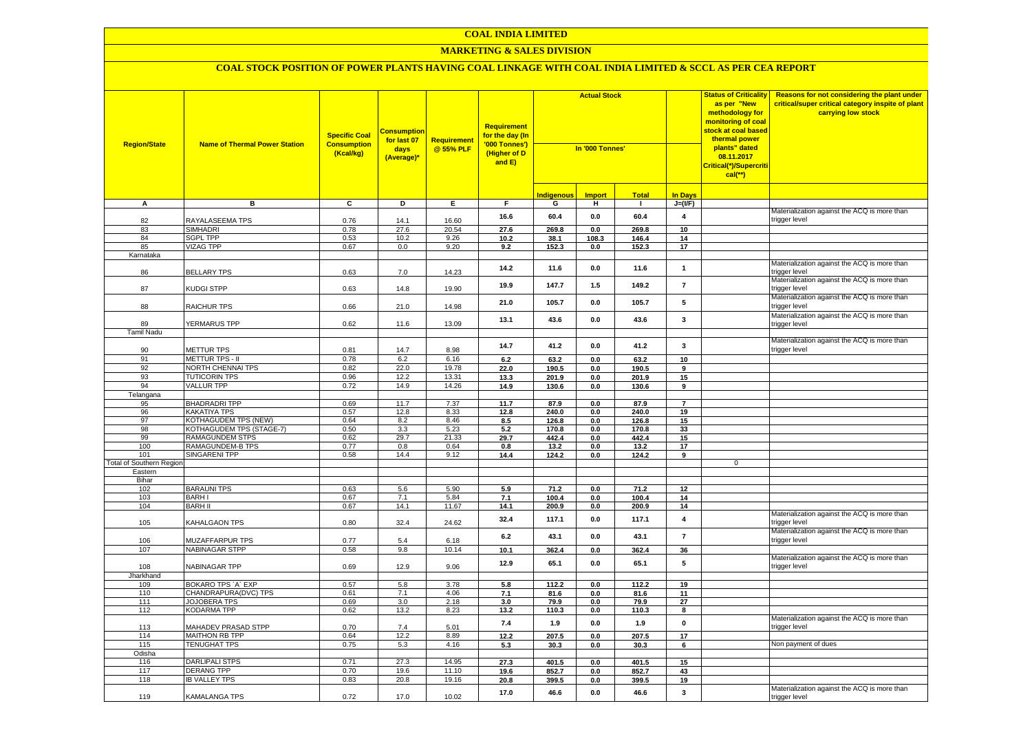# COAL INDIA LIMITED

## MARKETING & SALES DIVISION

### COAL STOCK POSITION OF POWER PLANTS HAVING COAL LINKAGE WITH COAL INDIA LIMITED & SCCL AS PER CEA REPORT

| Region/State | Name of Thermal Power Station | Specific Coal Consumption (Kcal/kg) | Consumption for last 07 days (Average)* | Requirement @ 55% PLF | Requirement for the day (In '000 Tonnes') (Higher of D and E) | Actual Stock In '000 Tonnes' | | | | Status of Criticality as per "New methodology for monitoring of coal stock at coal based thermal power plants" dated 08.11.2017 Critical(*)/Supercritical(**) | Reasons for not considering the plant under critical/super critical category inspite of plant carrying low stock |
|---|---|---|---|---|---|---|---|---|---|---|---|
| | | | | | | Indigenous | Import | Total | In Days | | |
| A | B | C | D | E | F | G | H | I | J=(I/F) | | |
| 82 | RAYALASEEMA TPS | 0.76 | 14.1 | 16.60 | 16.6 | 60.4 | 0.0 | 60.4 | 4 | | Materialization against the ACQ is more than trigger level |
| 83 | SIMHADRI | 0.78 | 27.6 | 20.54 | 27.6 | 269.8 | 0.0 | 269.8 | 10 | | |
| 84 | SGPL TPP | 0.53 | 10.2 | 9.26 | 10.2 | 38.1 | 108.3 | 146.4 | 14 | | |
| 85 | VIZAG TPP | 0.67 | 0.0 | 9.20 | 9.2 | 152.3 | 0.0 | 152.3 | 17 | | |
| Karnataka | | | | | | | | | | | |
| 86 | BELLARY TPS | 0.63 | 7.0 | 14.23 | 14.2 | 11.6 | 0.0 | 11.6 | 1 | | Materialization against the ACQ is more than trigger level |
| 87 | KUDGI STPP | 0.63 | 14.8 | 19.90 | 19.9 | 147.7 | 1.5 | 149.2 | 7 | | Materialization against the ACQ is more than trigger level |
| 88 | RAICHUR TPS | 0.66 | 21.0 | 14.98 | 21.0 | 105.7 | 0.0 | 105.7 | 5 | | Materialization against the ACQ is more than trigger level |
| 89 | YERMARUS TPP | 0.62 | 11.6 | 13.09 | 13.1 | 43.6 | 0.0 | 43.6 | 3 | | Materialization against the ACQ is more than trigger level |
| Tamil Nadu | | | | | | | | | | | |
| 90 | METTUR TPS | 0.81 | 14.7 | 8.98 | 14.7 | 41.2 | 0.0 | 41.2 | 3 | | Materialization against the ACQ is more than trigger level |
| 91 | METTUR TPS - II | 0.78 | 6.2 | 6.16 | 6.2 | 63.2 | 0.0 | 63.2 | 10 | | |
| 92 | NORTH CHENNAI TPS | 0.82 | 22.0 | 19.78 | 22.0 | 190.5 | 0.0 | 190.5 | 9 | | |
| 93 | TUTICORIN TPS | 0.96 | 12.2 | 13.31 | 13.3 | 201.9 | 0.0 | 201.9 | 15 | | |
| 94 | VALLUR TPP | 0.72 | 14.9 | 14.26 | 14.9 | 130.6 | 0.0 | 130.6 | 9 | | |
| Telangana | | | | | | | | | | | |
| 95 | BHADRADRI TPP | 0.69 | 11.7 | 7.37 | 11.7 | 87.9 | 0.0 | 87.9 | 7 | | |
| 96 | KAKATIYA TPS | 0.57 | 12.8 | 8.33 | 12.8 | 240.0 | 0.0 | 240.0 | 19 | | |
| 97 | KOTHAGUDEM TPS (NEW) | 0.64 | 8.2 | 8.46 | 8.5 | 126.8 | 0.0 | 126.8 | 15 | | |
| 98 | KOTHAGUDEM TPS (STAGE-7) | 0.50 | 3.3 | 5.23 | 5.2 | 170.8 | 0.0 | 170.8 | 33 | | |
| 99 | RAMAGUNDEM STPS | 0.62 | 29.7 | 21.33 | 29.7 | 442.4 | 0.0 | 442.4 | 15 | | |
| 100 | RAMAGUNDEM-B TPS | 0.77 | 0.8 | 0.64 | 0.8 | 13.2 | 0.0 | 13.2 | 17 | | |
| 101 | SINGARENI TPP | 0.58 | 14.4 | 9.12 | 14.4 | 124.2 | 0.0 | 124.2 | 9 | | |
| Total of Southern Region | | | | | | | | | | 0 | |
| Eastern | | | | | | | | | | | |
| Bihar | | | | | | | | | | | |
| 102 | BARAUNI TPS | 0.63 | 5.6 | 5.90 | 5.9 | 71.2 | 0.0 | 71.2 | 12 | | |
| 103 | BARH I | 0.67 | 7.1 | 5.84 | 7.1 | 100.4 | 0.0 | 100.4 | 14 | | |
| 104 | BARH II | 0.67 | 14.1 | 11.67 | 14.1 | 200.9 | 0.0 | 200.9 | 14 | | |
| 105 | KAHALGAON TPS | 0.80 | 32.4 | 24.62 | 32.4 | 117.1 | 0.0 | 117.1 | 4 | | Materialization against the ACQ is more than trigger level |
| 106 | MUZAFFARPUR TPS | 0.77 | 5.4 | 6.18 | 6.2 | 43.1 | 0.0 | 43.1 | 7 | | Materialization against the ACQ is more than trigger level |
| 107 | NABINAGAR STPP | 0.58 | 9.8 | 10.14 | 10.1 | 362.4 | 0.0 | 362.4 | 36 | | |
| 108 | NABINAGAR TPP | 0.69 | 12.9 | 9.06 | 12.9 | 65.1 | 0.0 | 65.1 | 5 | | Materialization against the ACQ is more than trigger level |
| Jharkhand | | | | | | | | | | | |
| 109 | BOKARO TPS `A` EXP | 0.57 | 5.8 | 3.78 | 5.8 | 112.2 | 0.0 | 112.2 | 19 | | |
| 110 | CHANDRAPURA(DVC) TPS | 0.61 | 7.1 | 4.06 | 7.1 | 81.6 | 0.0 | 81.6 | 11 | | |
| 111 | JOJOBERA TPS | 0.69 | 3.0 | 2.18 | 3.0 | 79.9 | 0.0 | 79.9 | 27 | | |
| 112 | KODARMA TPP | 0.62 | 13.2 | 8.23 | 13.2 | 110.3 | 0.0 | 110.3 | 8 | | |
| 113 | MAHADEV PRASAD STPP | 0.70 | 7.4 | 5.01 | 7.4 | 1.9 | 0.0 | 1.9 | 0 | | Materialization against the ACQ is more than trigger level |
| 114 | MAITHON RB TPP | 0.64 | 12.2 | 8.89 | 12.2 | 207.5 | 0.0 | 207.5 | 17 | | |
| 115 | TENUGHAT TPS | 0.75 | 5.3 | 4.16 | 5.3 | 30.3 | 0.0 | 30.3 | 6 | | Non payment of dues |
| Odisha | | | | | | | | | | | |
| 116 | DARLIPALI STPS | 0.71 | 27.3 | 14.95 | 27.3 | 401.5 | 0.0 | 401.5 | 15 | | |
| 117 | DERANG TPP | 0.70 | 19.6 | 11.10 | 19.6 | 852.7 | 0.0 | 852.7 | 43 | | |
| 118 | IB VALLEY TPS | 0.83 | 20.8 | 19.16 | 20.8 | 399.5 | 0.0 | 399.5 | 19 | | |
| 119 | KAMALANGA TPS | 0.72 | 17.0 | 10.02 | 17.0 | 46.6 | 0.0 | 46.6 | 3 | | Materialization against the ACQ is more than trigger level |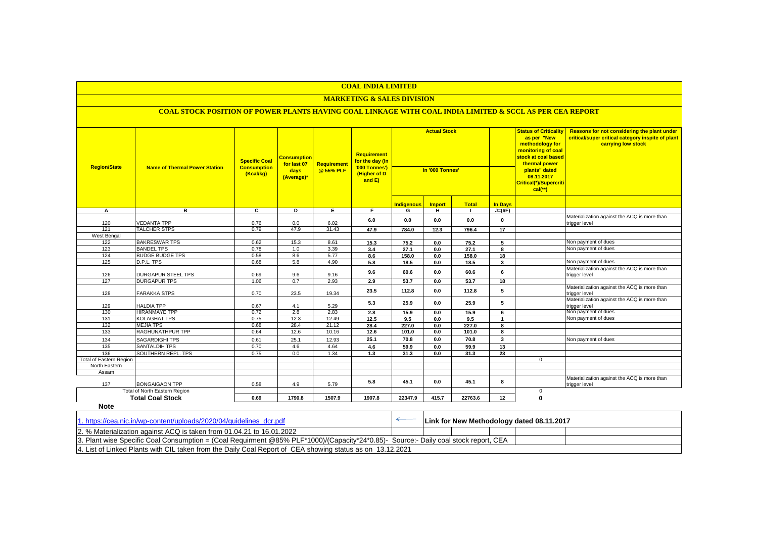# COAL INDIA LIMITED

## MARKETING & SALES DIVISION

### COAL STOCK POSITION OF POWER PLANTS HAVING COAL LINKAGE WITH COAL INDIA LIMITED & SCCL AS PER CEA REPORT

| Region/State | Name of Thermal Power Station | Specific Coal Consumption (Kcal/kg) | Consumption for last 07 days (Average)* | Requirement @ 55% PLF | Requirement for the day (In '000 Tonnes') (Higher of D and E) | Actual Stock In '000 Tonnes' | | | | Status of Criticality as per "New methodology for monitoring of coal stock at coal based thermal power plants" dated 08.11.2017 Critical(*)/Supercritical(**) | Reasons for not considering the plant under critical/super critical category inspite of plant carrying low stock |
|---|---|---|---|---|---|---|---|---|---|---|---|
| | | | | | | Indigenous | Import | Total | In Days | | |
| A | B | C | D | E | F | G | H | I | J=(I/F) | | |
| 120 | VEDANTA TPP | 0.76 | 0.0 | 6.02 | 6.0 | 0.0 | 0.0 | 0.0 | 0 | | Materialization against the ACQ is more than trigger level |
| 121 | TALCHER STPS | 0.79 | 47.9 | 31.43 | 47.9 | 784.0 | 12.3 | 796.4 | 17 | | |
| West Bengal | | | | | | | | | | | |
| 122 | BAKRESWAR TPS | 0.62 | 15.3 | 8.61 | 15.3 | 75.2 | 0.0 | 75.2 | 5 | | Non payment of dues |
| 123 | BANDEL TPS | 0.78 | 1.0 | 3.39 | 3.4 | 27.1 | 0.0 | 27.1 | 8 | | Non payment of dues |
| 124 | BUDGE BUDGE TPS | 0.58 | 8.6 | 5.77 | 8.6 | 158.0 | 0.0 | 158.0 | 18 | | |
| 125 | D.P.L. TPS | 0.68 | 5.8 | 4.90 | 5.8 | 18.5 | 0.0 | 18.5 | 3 | | Non payment of dues |
| 126 | DURGAPUR STEEL TPS | 0.69 | 9.6 | 9.16 | 9.6 | 60.6 | 0.0 | 60.6 | 6 | | Materialization against the ACQ is more than trigger level |
| 127 | DURGAPUR TPS | 1.06 | 0.7 | 2.93 | 2.9 | 53.7 | 0.0 | 53.7 | 18 | | |
| 128 | FARAKKA STPS | 0.70 | 23.5 | 19.34 | 23.5 | 112.8 | 0.0 | 112.8 | 5 | | Materialization against the ACQ is more than trigger level |
| 129 | HALDIA TPP | 0.67 | 4.1 | 5.29 | 5.3 | 25.9 | 0.0 | 25.9 | 5 | | Materialization against the ACQ is more than trigger level |
| 130 | HIRANMAYE TPP | 0.72 | 2.8 | 2.83 | 2.8 | 15.9 | 0.0 | 15.9 | 6 | | Non payment of dues |
| 131 | KOLAGHAT TPS | 0.75 | 12.3 | 12.49 | 12.5 | 9.5 | 0.0 | 9.5 | 1 | | Non payment of dues |
| 132 | MEJIA TPS | 0.68 | 28.4 | 21.12 | 28.4 | 227.0 | 0.0 | 227.0 | 8 | | |
| 133 | RAGHUNATHPUR TPP | 0.64 | 12.6 | 10.16 | 12.6 | 101.0 | 0.0 | 101.0 | 8 | | |
| 134 | SAGARDIGHI TPS | 0.61 | 25.1 | 12.93 | 25.1 | 70.8 | 0.0 | 70.8 | 3 | | Non payment of dues |
| 135 | SANTALDIH TPS | 0.70 | 4.6 | 4.64 | 4.6 | 59.9 | 0.0 | 59.9 | 13 | | |
| 136 | SOUTHERN REPL. TPS | 0.75 | 0.0 | 1.34 | 1.3 | 31.3 | 0.0 | 31.3 | 23 | | |
| Total of Eastern Region | | | | | | | | | | 0 | |
| North Eastern | | | | | | | | | | | |
| Assam | | | | | | | | | | | |
| 137 | BONGAIGAON TPP | 0.58 | 4.9 | 5.79 | 5.8 | 45.1 | 0.0 | 45.1 | 8 | | Materialization against the ACQ is more than trigger level |
| Total of North Eastern Region | | | | | | | | | | 0 | |
| **Total Coal Stock** | | 0.69 | 1790.8 | 1507.9 | 1907.8 | 22347.9 | 415.7 | 22763.6 | 12 | 0 | |

**Note**

1. https://cea.nic.in/wp-content/uploads/2020/04/guidelines_dcr.pdf ⟵ Link for New Methodology dated 08.11.2017
2. % Materialization against ACQ is taken from 01.04.21 to 16.01.2022
3. Plant wise Specific Coal Consumption = (Coal Requirment @85% PLF*1000)/(Capacity*24*0.85)- Source:- Daily coal stock report, CEA
4. List of Linked Plants with CIL taken from the Daily Coal Report of CEA showing status as on 13.12.2021